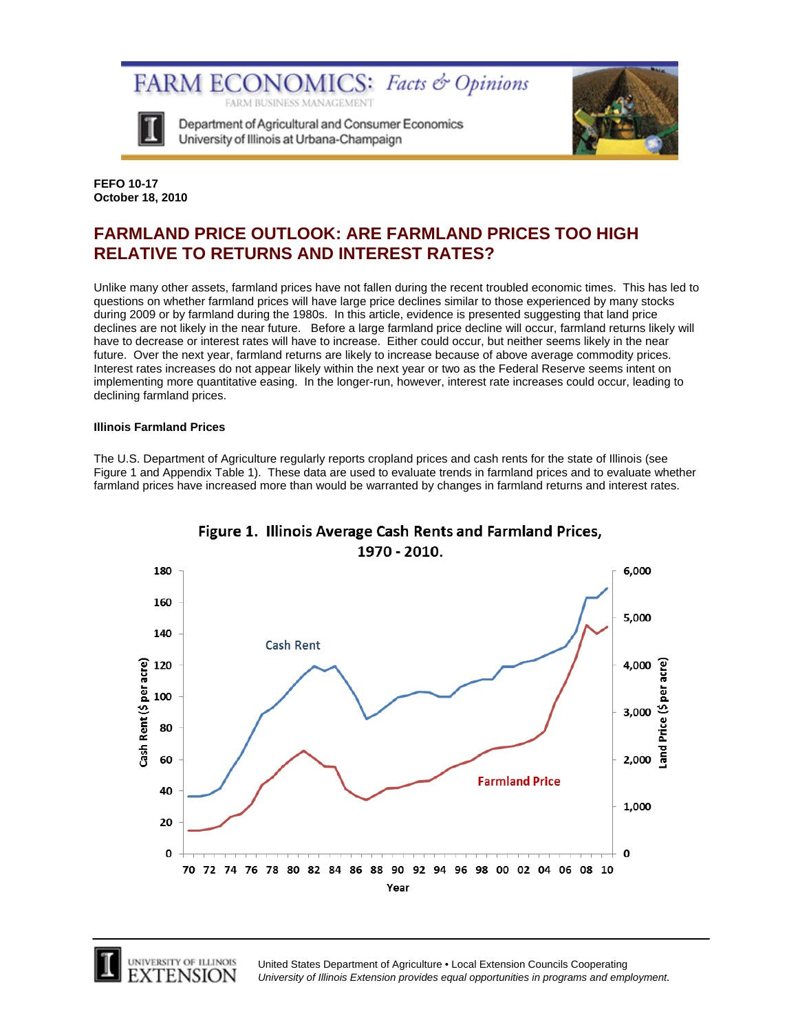# FARM ECONOMICS: *Facts & Opinions*

FARM BUSINESS MANAGEMENT

Department of Agricultural and Consumer Economics
University of Illinois at Urbana-Champaign

**FEFO 10-17**
**October 18, 2010**

## FARMLAND PRICE OUTLOOK: ARE FARMLAND PRICES TOO HIGH RELATIVE TO RETURNS AND INTEREST RATES?

Unlike many other assets, farmland prices have not fallen during the recent troubled economic times. This has led to questions on whether farmland prices will have large price declines similar to those experienced by many stocks during 2009 or by farmland during the 1980s. In this article, evidence is presented suggesting that land price declines are not likely in the near future. Before a large farmland price decline will occur, farmland returns likely will have to decrease or interest rates will have to increase. Either could occur, but neither seems likely in the near future. Over the next year, farmland returns are likely to increase because of above average commodity prices. Interest rates increases do not appear likely within the next year or two as the Federal Reserve seems intent on implementing more quantitative easing. In the longer-run, however, interest rate increases could occur, leading to declining farmland prices.

### Illinois Farmland Prices

The U.S. Department of Agriculture regularly reports cropland prices and cash rents for the state of Illinois (see Figure 1 and Appendix Table 1). These data are used to evaluate trends in farmland prices and to evaluate whether farmland prices have increased more than would be warranted by changes in farmland returns and interest rates.

Figure 1. Illinois Average Cash Rents and Farmland Prices, 1970 - 2010.

United States Department of Agriculture • Local Extension Councils Cooperating
*University of Illinois Extension provides equal opportunities in programs and employment.*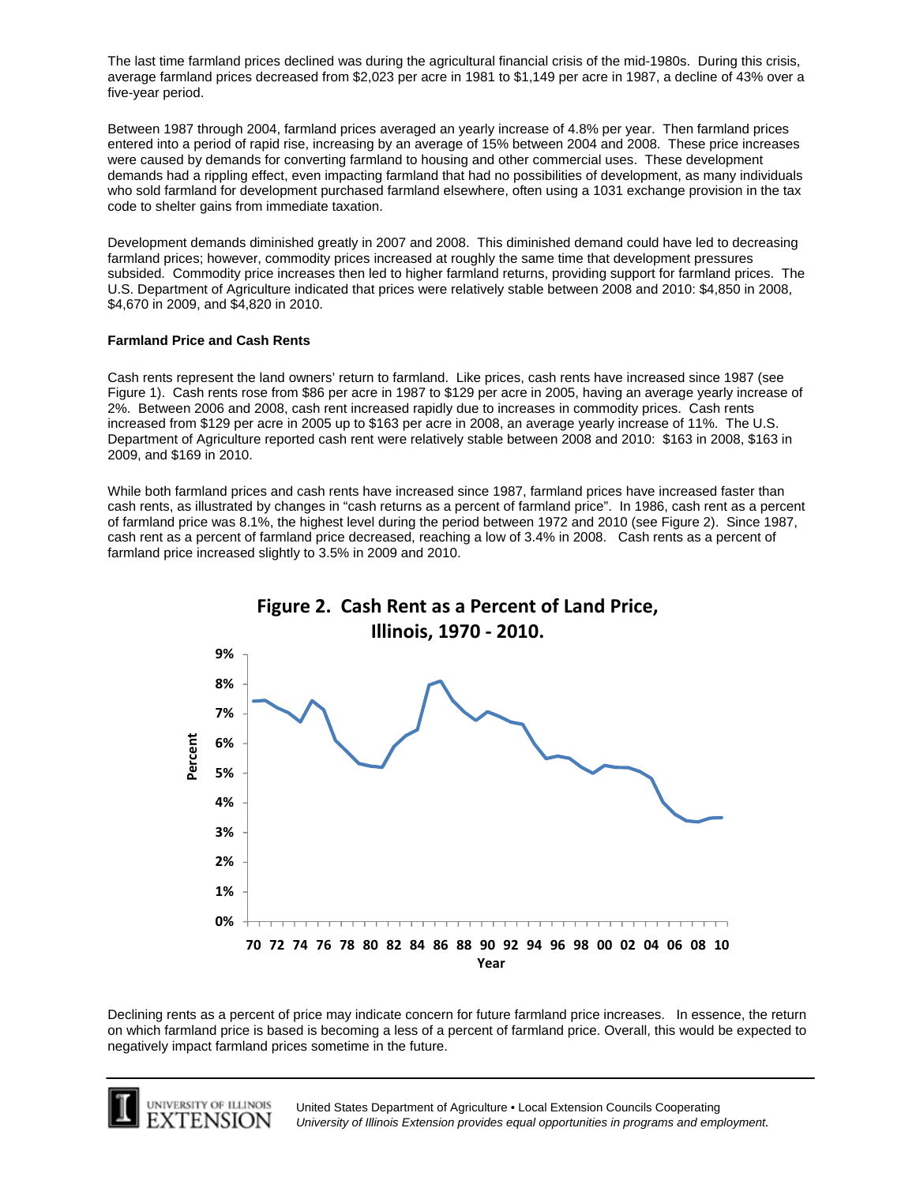The last time farmland prices declined was during the agricultural financial crisis of the mid-1980s. During this crisis, average farmland prices decreased from $2,023 per acre in 1981 to $1,149 per acre in 1987, a decline of 43% over a five-year period.

Between 1987 through 2004, farmland prices averaged an yearly increase of 4.8% per year. Then farmland prices entered into a period of rapid rise, increasing by an average of 15% between 2004 and 2008. These price increases were caused by demands for converting farmland to housing and other commercial uses. These development demands had a rippling effect, even impacting farmland that had no possibilities of development, as many individuals who sold farmland for development purchased farmland elsewhere, often using a 1031 exchange provision in the tax code to shelter gains from immediate taxation.

Development demands diminished greatly in 2007 and 2008. This diminished demand could have led to decreasing farmland prices; however, commodity prices increased at roughly the same time that development pressures subsided. Commodity price increases then led to higher farmland returns, providing support for farmland prices. The U.S. Department of Agriculture indicated that prices were relatively stable between 2008 and 2010: $4,850 in 2008, $4,670 in 2009, and $4,820 in 2010.

**Farmland Price and Cash Rents**

Cash rents represent the land owners' return to farmland. Like prices, cash rents have increased since 1987 (see Figure 1). Cash rents rose from $86 per acre in 1987 to $129 per acre in 2005, having an average yearly increase of 2%. Between 2006 and 2008, cash rent increased rapidly due to increases in commodity prices. Cash rents increased from $129 per acre in 2005 up to $163 per acre in 2008, an average yearly increase of 11%. The U.S. Department of Agriculture reported cash rent were relatively stable between 2008 and 2010: $163 in 2008, $163 in 2009, and $169 in 2010.

While both farmland prices and cash rents have increased since 1987, farmland prices have increased faster than cash rents, as illustrated by changes in "cash returns as a percent of farmland price". In 1986, cash rent as a percent of farmland price was 8.1%, the highest level during the period between 1972 and 2010 (see Figure 2). Since 1987, cash rent as a percent of farmland price decreased, reaching a low of 3.4% in 2008. Cash rents as a percent of farmland price increased slightly to 3.5% in 2009 and 2010.

**Figure 2. Cash Rent as a Percent of Land Price, Illinois, 1970 - 2010.**

Declining rents as a percent of price may indicate concern for future farmland price increases. In essence, the return on which farmland price is based is becoming a less of a percent of farmland price. Overall, this would be expected to negatively impact farmland prices sometime in the future.

United States Department of Agriculture • Local Extension Councils Cooperating
*University of Illinois Extension provides equal opportunities in programs and employment.*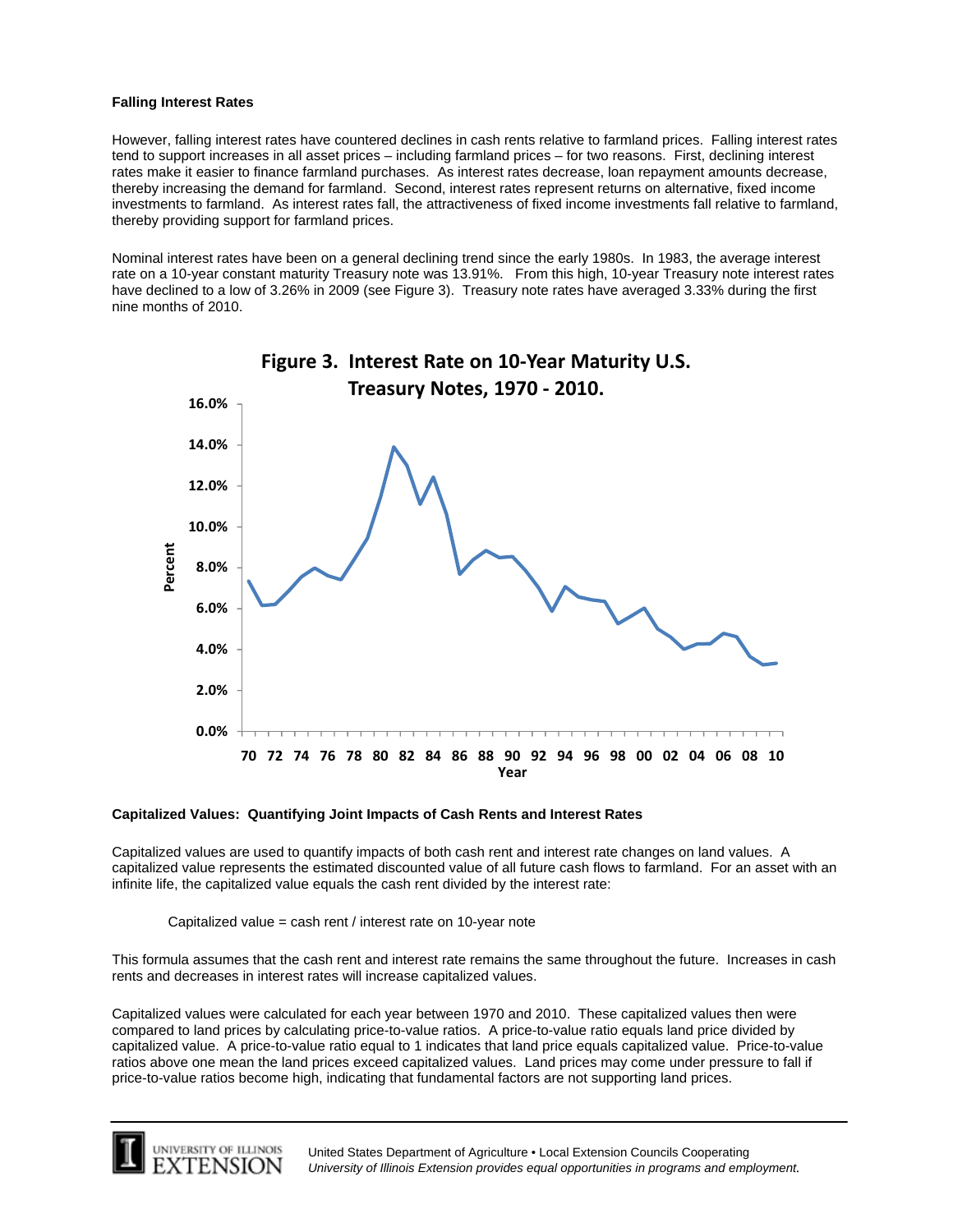### Falling Interest Rates

However, falling interest rates have countered declines in cash rents relative to farmland prices. Falling interest rates tend to support increases in all asset prices – including farmland prices – for two reasons. First, declining interest rates make it easier to finance farmland purchases. As interest rates decrease, loan repayment amounts decrease, thereby increasing the demand for farmland. Second, interest rates represent returns on alternative, fixed income investments to farmland. As interest rates fall, the attractiveness of fixed income investments fall relative to farmland, thereby providing support for farmland prices.

Nominal interest rates have been on a general declining trend since the early 1980s. In 1983, the average interest rate on a 10-year constant maturity Treasury note was 13.91%. From this high, 10-year Treasury note interest rates have declined to a low of 3.26% in 2009 (see Figure 3). Treasury note rates have averaged 3.33% during the first nine months of 2010.

**Figure 3. Interest Rate on 10-Year Maturity U.S. Treasury Notes, 1970 - 2010.**

### Capitalized Values: Quantifying Joint Impacts of Cash Rents and Interest Rates

Capitalized values are used to quantify impacts of both cash rent and interest rate changes on land values. A capitalized value represents the estimated discounted value of all future cash flows to farmland. For an asset with an infinite life, the capitalized value equals the cash rent divided by the interest rate:

Capitalized value = cash rent / interest rate on 10-year note

This formula assumes that the cash rent and interest rate remains the same throughout the future. Increases in cash rents and decreases in interest rates will increase capitalized values.

Capitalized values were calculated for each year between 1970 and 2010. These capitalized values then were compared to land prices by calculating price-to-value ratios. A price-to-value ratio equals land price divided by capitalized value. A price-to-value ratio equal to 1 indicates that land price equals capitalized value. Price-to-value ratios above one mean the land prices exceed capitalized values. Land prices may come under pressure to fall if price-to-value ratios become high, indicating that fundamental factors are not supporting land prices.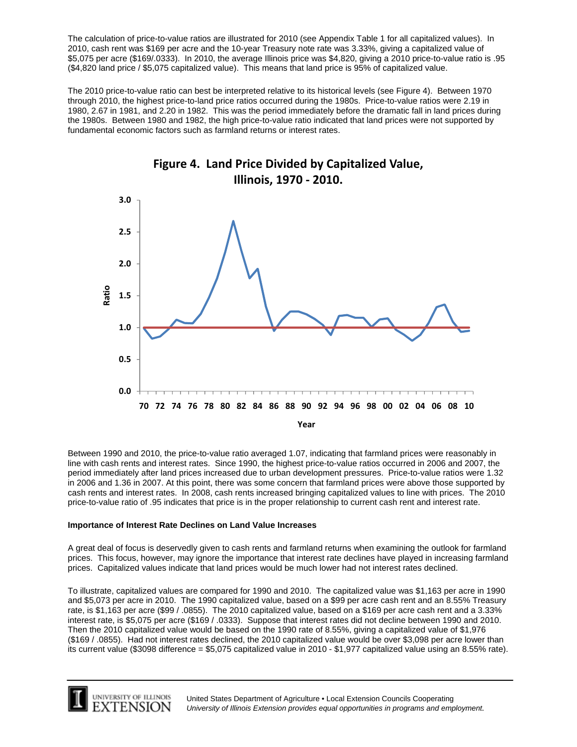The calculation of price-to-value ratios are illustrated for 2010 (see Appendix Table 1 for all capitalized values). In 2010, cash rent was $169 per acre and the 10-year Treasury note rate was 3.33%, giving a capitalized value of $5,075 per acre ($169/.0333). In 2010, the average Illinois price was $4,820, giving a 2010 price-to-value ratio is .95 ($4,820 land price / $5,075 capitalized value). This means that land price is 95% of capitalized value.

The 2010 price-to-value ratio can best be interpreted relative to its historical levels (see Figure 4). Between 1970 through 2010, the highest price-to-land price ratios occurred during the 1980s. Price-to-value ratios were 2.19 in 1980, 2.67 in 1981, and 2.20 in 1982. This was the period immediately before the dramatic fall in land prices during the 1980s. Between 1980 and 1982, the high price-to-value ratio indicated that land prices were not supported by fundamental economic factors such as farmland returns or interest rates.

**Figure 4. Land Price Divided by Capitalized Value, Illinois, 1970 - 2010.**

Between 1990 and 2010, the price-to-value ratio averaged 1.07, indicating that farmland prices were reasonably in line with cash rents and interest rates. Since 1990, the highest price-to-value ratios occurred in 2006 and 2007, the period immediately after land prices increased due to urban development pressures. Price-to-value ratios were 1.32 in 2006 and 1.36 in 2007. At this point, there was some concern that farmland prices were above those supported by cash rents and interest rates. In 2008, cash rents increased bringing capitalized values to line with prices. The 2010 price-to-value ratio of .95 indicates that price is in the proper relationship to current cash rent and interest rate.

**Importance of Interest Rate Declines on Land Value Increases**

A great deal of focus is deservedly given to cash rents and farmland returns when examining the outlook for farmland prices. This focus, however, may ignore the importance that interest rate declines have played in increasing farmland prices. Capitalized values indicate that land prices would be much lower had not interest rates declined.

To illustrate, capitalized values are compared for 1990 and 2010. The capitalized value was $1,163 per acre in 1990 and $5,073 per acre in 2010. The 1990 capitalized value, based on a $99 per acre cash rent and an 8.55% Treasury rate, is $1,163 per acre ($99 / .0855). The 2010 capitalized value, based on a $169 per acre cash rent and a 3.33% interest rate, is $5,075 per acre ($169 / .0333). Suppose that interest rates did not decline between 1990 and 2010. Then the 2010 capitalized value would be based on the 1990 rate of 8.55%, giving a capitalized value of $1,976 ($169 / .0855). Had not interest rates declined, the 2010 capitalized value would be over $3,098 per acre lower than its current value ($3098 difference = $5,075 capitalized value in 2010 - $1,977 capitalized value using an 8.55% rate).

United States Department of Agriculture • Local Extension Councils Cooperating
*University of Illinois Extension provides equal opportunities in programs and employment.*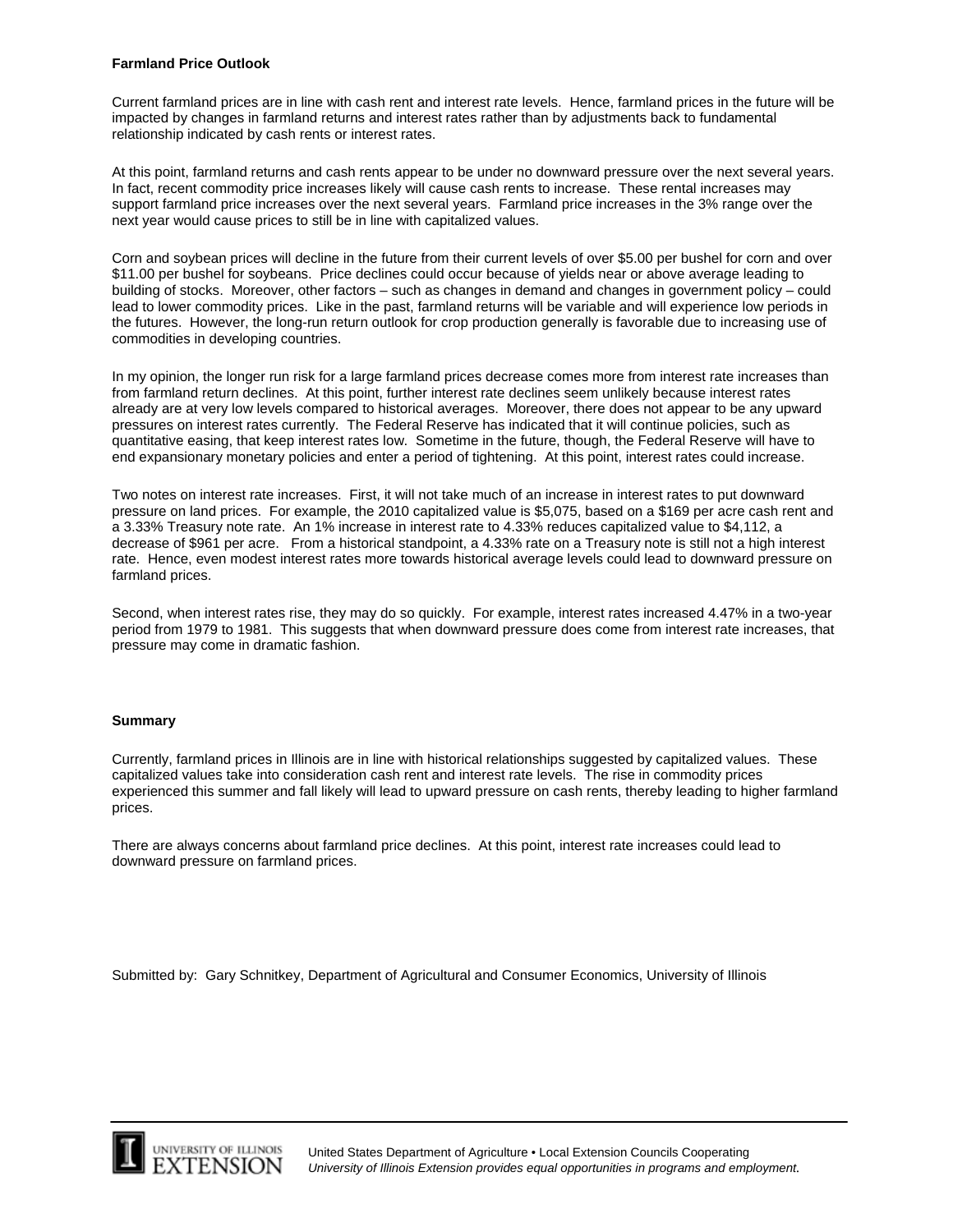**Farmland Price Outlook**

Current farmland prices are in line with cash rent and interest rate levels. Hence, farmland prices in the future will be impacted by changes in farmland returns and interest rates rather than by adjustments back to fundamental relationship indicated by cash rents or interest rates.

At this point, farmland returns and cash rents appear to be under no downward pressure over the next several years. In fact, recent commodity price increases likely will cause cash rents to increase. These rental increases may support farmland price increases over the next several years. Farmland price increases in the 3% range over the next year would cause prices to still be in line with capitalized values.

Corn and soybean prices will decline in the future from their current levels of over $5.00 per bushel for corn and over $11.00 per bushel for soybeans. Price declines could occur because of yields near or above average leading to building of stocks. Moreover, other factors – such as changes in demand and changes in government policy – could lead to lower commodity prices. Like in the past, farmland returns will be variable and will experience low periods in the futures. However, the long-run return outlook for crop production generally is favorable due to increasing use of commodities in developing countries.

In my opinion, the longer run risk for a large farmland prices decrease comes more from interest rate increases than from farmland return declines. At this point, further interest rate declines seem unlikely because interest rates already are at very low levels compared to historical averages. Moreover, there does not appear to be any upward pressures on interest rates currently. The Federal Reserve has indicated that it will continue policies, such as quantitative easing, that keep interest rates low. Sometime in the future, though, the Federal Reserve will have to end expansionary monetary policies and enter a period of tightening. At this point, interest rates could increase.

Two notes on interest rate increases. First, it will not take much of an increase in interest rates to put downward pressure on land prices. For example, the 2010 capitalized value is $5,075, based on a $169 per acre cash rent and a 3.33% Treasury note rate. An 1% increase in interest rate to 4.33% reduces capitalized value to $4,112, a decrease of $961 per acre. From a historical standpoint, a 4.33% rate on a Treasury note is still not a high interest rate. Hence, even modest interest rates more towards historical average levels could lead to downward pressure on farmland prices.

Second, when interest rates rise, they may do so quickly. For example, interest rates increased 4.47% in a two-year period from 1979 to 1981. This suggests that when downward pressure does come from interest rate increases, that pressure may come in dramatic fashion.

**Summary**

Currently, farmland prices in Illinois are in line with historical relationships suggested by capitalized values. These capitalized values take into consideration cash rent and interest rate levels. The rise in commodity prices experienced this summer and fall likely will lead to upward pressure on cash rents, thereby leading to higher farmland prices.

There are always concerns about farmland price declines. At this point, interest rate increases could lead to downward pressure on farmland prices.

Submitted by: Gary Schnitkey, Department of Agricultural and Consumer Economics, University of Illinois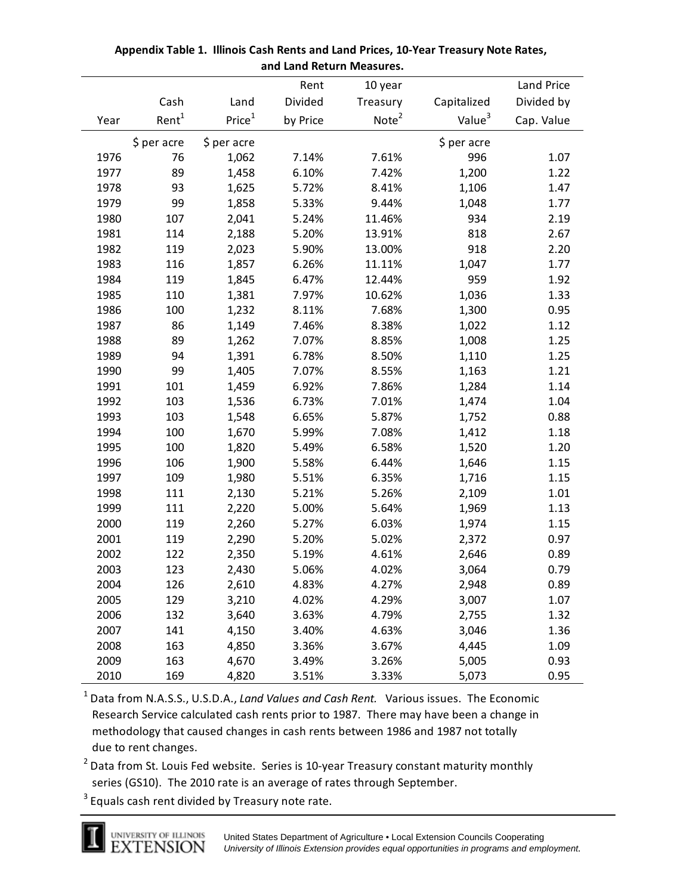**Appendix Table 1. Illinois Cash Rents and Land Prices, 10-Year Treasury Note Rates, and Land Return Measures.**

| Year | Cash Rent[1] | Land Price[1] | Rent Divided by Price | 10 year Treasury Note[2] | Capitalized Value[3] | Land Price Divided by Cap. Value |
|---|---|---|---|---|---|---|
| | $ per acre | $ per acre | | | $ per acre | |
| 1976 | 76 | 1,062 | 7.14% | 7.61% | 996 | 1.07 |
| 1977 | 89 | 1,458 | 6.10% | 7.42% | 1,200 | 1.22 |
| 1978 | 93 | 1,625 | 5.72% | 8.41% | 1,106 | 1.47 |
| 1979 | 99 | 1,858 | 5.33% | 9.44% | 1,048 | 1.77 |
| 1980 | 107 | 2,041 | 5.24% | 11.46% | 934 | 2.19 |
| 1981 | 114 | 2,188 | 5.20% | 13.91% | 818 | 2.67 |
| 1982 | 119 | 2,023 | 5.90% | 13.00% | 918 | 2.20 |
| 1983 | 116 | 1,857 | 6.26% | 11.11% | 1,047 | 1.77 |
| 1984 | 119 | 1,845 | 6.47% | 12.44% | 959 | 1.92 |
| 1985 | 110 | 1,381 | 7.97% | 10.62% | 1,036 | 1.33 |
| 1986 | 100 | 1,232 | 8.11% | 7.68% | 1,300 | 0.95 |
| 1987 | 86 | 1,149 | 7.46% | 8.38% | 1,022 | 1.12 |
| 1988 | 89 | 1,262 | 7.07% | 8.85% | 1,008 | 1.25 |
| 1989 | 94 | 1,391 | 6.78% | 8.50% | 1,110 | 1.25 |
| 1990 | 99 | 1,405 | 7.07% | 8.55% | 1,163 | 1.21 |
| 1991 | 101 | 1,459 | 6.92% | 7.86% | 1,284 | 1.14 |
| 1992 | 103 | 1,536 | 6.73% | 7.01% | 1,474 | 1.04 |
| 1993 | 103 | 1,548 | 6.65% | 5.87% | 1,752 | 0.88 |
| 1994 | 100 | 1,670 | 5.99% | 7.08% | 1,412 | 1.18 |
| 1995 | 100 | 1,820 | 5.49% | 6.58% | 1,520 | 1.20 |
| 1996 | 106 | 1,900 | 5.58% | 6.44% | 1,646 | 1.15 |
| 1997 | 109 | 1,980 | 5.51% | 6.35% | 1,716 | 1.15 |
| 1998 | 111 | 2,130 | 5.21% | 5.26% | 2,109 | 1.01 |
| 1999 | 111 | 2,220 | 5.00% | 5.64% | 1,969 | 1.13 |
| 2000 | 119 | 2,260 | 5.27% | 6.03% | 1,974 | 1.15 |
| 2001 | 119 | 2,290 | 5.20% | 5.02% | 2,372 | 0.97 |
| 2002 | 122 | 2,350 | 5.19% | 4.61% | 2,646 | 0.89 |
| 2003 | 123 | 2,430 | 5.06% | 4.02% | 3,064 | 0.79 |
| 2004 | 126 | 2,610 | 4.83% | 4.27% | 2,948 | 0.89 |
| 2005 | 129 | 3,210 | 4.02% | 4.29% | 3,007 | 1.07 |
| 2006 | 132 | 3,640 | 3.63% | 4.79% | 2,755 | 1.32 |
| 2007 | 141 | 4,150 | 3.40% | 4.63% | 3,046 | 1.36 |
| 2008 | 163 | 4,850 | 3.36% | 3.67% | 4,445 | 1.09 |
| 2009 | 163 | 4,670 | 3.49% | 3.26% | 5,005 | 0.93 |
| 2010 | 169 | 4,820 | 3.51% | 3.33% | 5,073 | 0.95 |

[1] Data from N.A.S.S., U.S.D.A., *Land Values and Cash Rent.* Various issues. The Economic Research Service calculated cash rents prior to 1987. There may have been a change in methodology that caused changes in cash rents between 1986 and 1987 not totally due to rent changes.

[2] Data from St. Louis Fed website. Series is 10-year Treasury constant maturity monthly series (GS10). The 2010 rate is an average of rates through September.

[3] Equals cash rent divided by Treasury note rate.

University of Illinois Extension

United States Department of Agriculture • Local Extension Councils Cooperating
*University of Illinois Extension provides equal opportunities in programs and employment.*